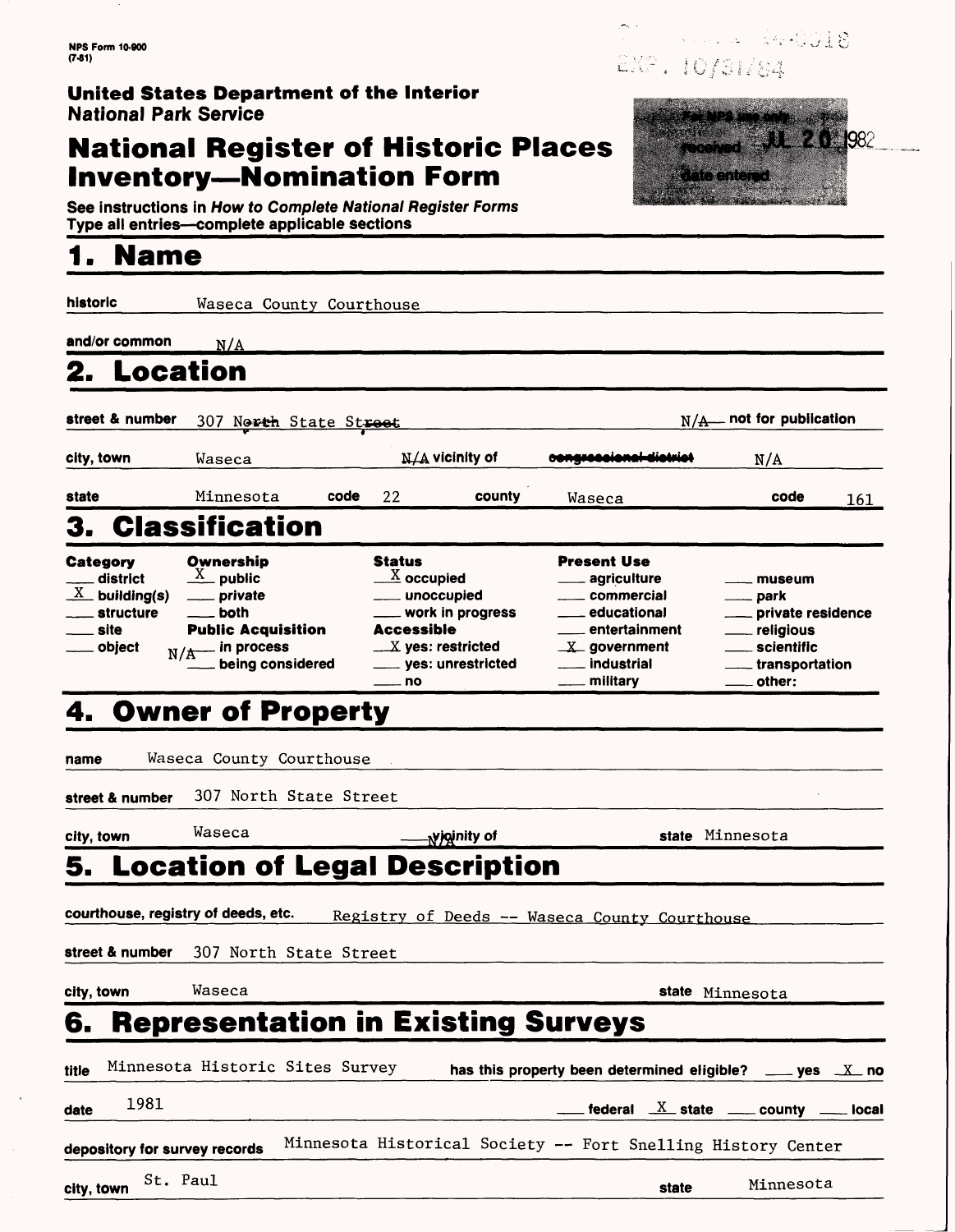NPS Form 10-900
(7-81)

EXP. 10/31/84

**United States Department of the Interior**
**National Park Service**

# National Register of Historic Places Inventory—Nomination Form

For NPS use only
received JUL 20 1982
date entered

See instructions in *How to Complete National Register Forms*
Type all entries—complete applicable sections

## 1. Name

historic Waseca County Courthouse

and/or common N/A

## 2. Location

street & number 307 ~~North~~ State ~~Street~~ N/A not for publication

city, town Waseca N/A vicinity of ~~congressional district~~ N/A

state Minnesota code 22 county Waseca code 161

## 3. Classification

| Category | Ownership | Status | Present Use | |
|---|---|---|---|---|
| ___ district | X public | X occupied | ___ agriculture | ___ museum |
| X building(s) | ___ private | ___ unoccupied | ___ commercial | ___ park |
| ___ structure | ___ both | ___ work in progress | ___ educational | ___ private residence |
| ___ site | **Public Acquisition** | **Accessible** | ___ entertainment | ___ religious |
| ___ object | N/A ___ in process | X yes: restricted | X government | ___ scientific |
| | ___ being considered | ___ yes: unrestricted | ___ industrial | ___ transportation |
| | | ___ no | ___ military | ___ other: |

## 4. Owner of Property

name Waseca County Courthouse

street & number 307 North State Street

city, town Waseca N/A vicinity of state Minnesota

## 5. Location of Legal Description

courthouse, registry of deeds, etc. Registry of Deeds -- Waseca County Courthouse

street & number 307 North State Street

city, town Waseca state Minnesota

## 6. Representation in Existing Surveys

title Minnesota Historic Sites Survey has this property been determined eligible? ___ yes X no

date 1981 ___ federal X state ___ county ___ local

depository for survey records Minnesota Historical Society -- Fort Snelling History Center

city, town St. Paul state Minnesota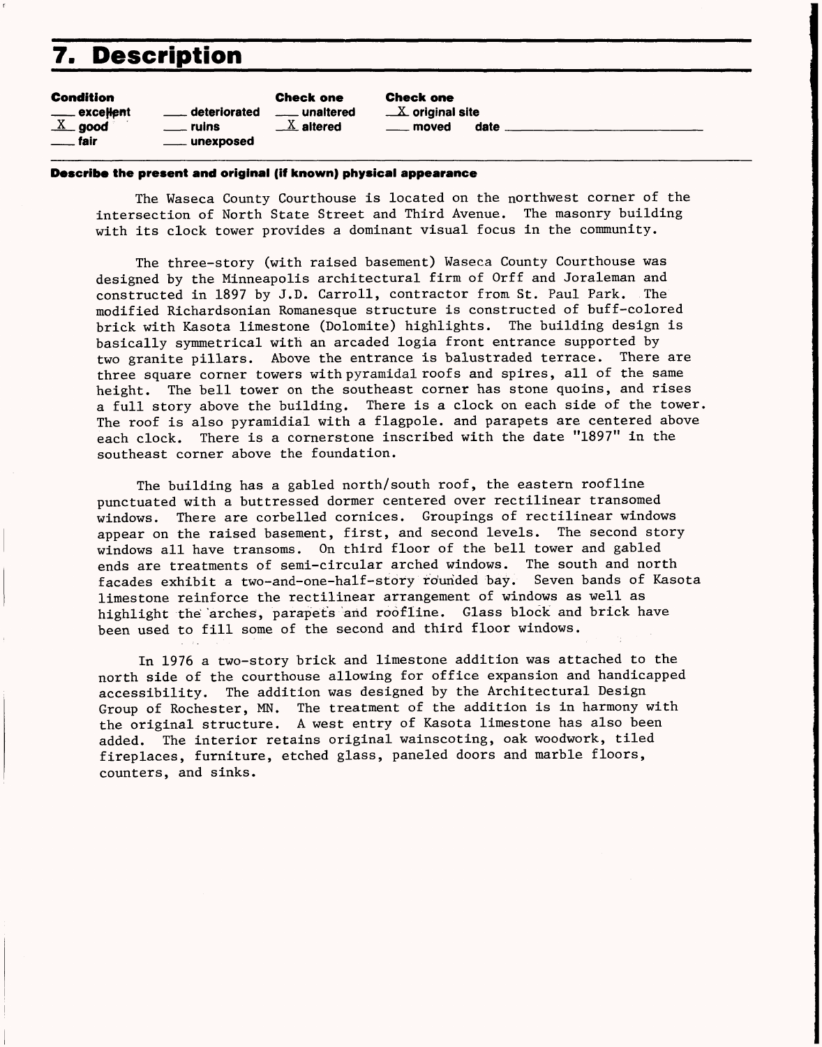# 7. Description

| Condition | | Check one | Check one |
|---|---|---|---|
| ___ excellent | ___ deteriorated | ___ unaltered | _X_ original site |
| _X_ good | ___ ruins | _X_ altered | ___ moved date ___ |
| ___ fair | ___ unexposed | | |

**Describe the present and original (if known) physical appearance**

The Waseca County Courthouse is located on the northwest corner of the intersection of North State Street and Third Avenue. The masonry building with its clock tower provides a dominant visual focus in the community.

The three-story (with raised basement) Waseca County Courthouse was designed by the Minneapolis architectural firm of Orff and Joraleman and constructed in 1897 by J.D. Carroll, contractor from St. Paul Park. The modified Richardsonian Romanesque structure is constructed of buff-colored brick with Kasota limestone (Dolomite) highlights. The building design is basically symmetrical with an arcaded logia front entrance supported by two granite pillars. Above the entrance is balustraded terrace. There are three square corner towers with pyramidal roofs and spires, all of the same height. The bell tower on the southeast corner has stone quoins, and rises a full story above the building. There is a clock on each side of the tower. The roof is also pyramidial with a flagpole. and parapets are centered above each clock. There is a cornerstone inscribed with the date "1897" in the southeast corner above the foundation.

The building has a gabled north/south roof, the eastern roofline punctuated with a buttressed dormer centered over rectilinear transomed windows. There are corbelled cornices. Groupings of rectilinear windows appear on the raised basement, first, and second levels. The second story windows all have transoms. On third floor of the bell tower and gabled ends are treatments of semi-circular arched windows. The south and north facades exhibit a two-and-one-half-story rounded bay. Seven bands of Kasota limestone reinforce the rectilinear arrangement of windows as well as highlight the arches, parapets and roofline. Glass block and brick have been used to fill some of the second and third floor windows.

In 1976 a two-story brick and limestone addition was attached to the north side of the courthouse allowing for office expansion and handicapped accessibility. The addition was designed by the Architectural Design Group of Rochester, MN. The treatment of the addition is in harmony with the original structure. A west entry of Kasota limestone has also been added. The interior retains original wainscoting, oak woodwork, tiled fireplaces, furniture, etched glass, paneled doors and marble floors, counters, and sinks.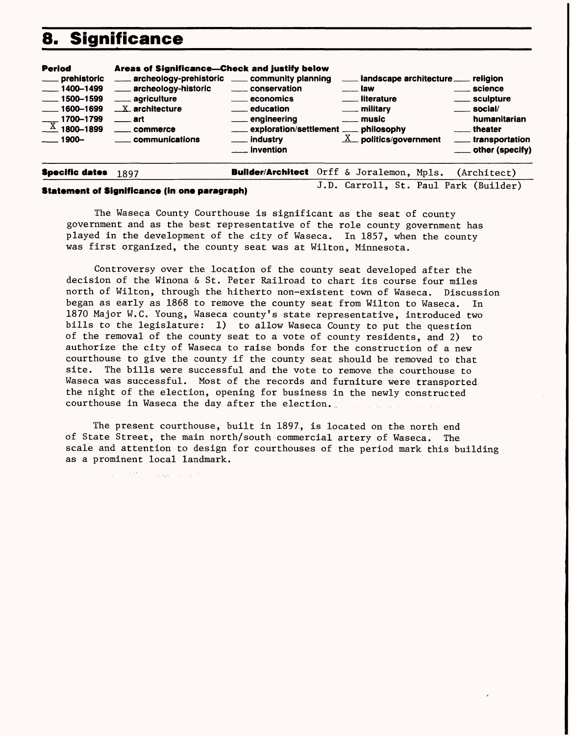# 8. Significance

| Period | Areas of Significance—Check and justify below | | | |
|---|---|---|---|---|
| ___ prehistoric | ___ archeology-prehistoric | ___ community planning | ___ landscape architecture | ___ religion |
| ___ 1400–1499 | ___ archeology-historic | ___ conservation | ___ law | ___ science |
| ___ 1500–1599 | ___ agriculture | ___ economics | ___ literature | ___ sculpture |
| ___ 1600–1699 | _X_ architecture | ___ education | ___ military | ___ social/humanitarian |
| ___ 1700–1799 | ___ art | ___ engineering | ___ music | ___ theater |
| _X_ 1800–1899 | ___ commerce | ___ exploration/settlement | ___ philosophy | ___ transportation |
| ___ 1900– | ___ communications | ___ industry | _X_ politics/government | ___ other (specify) |
| | | ___ invention | | |

**Specific dates** 1897 **Builder/Architect** Orff & Joralemon, Mpls. (Architect)
J.D. Carroll, St. Paul Park (Builder)

**Statement of Significance (in one paragraph)**

The Waseca County Courthouse is significant as the seat of county government and as the best representative of the role county government has played in the development of the city of Waseca. In 1857, when the county was first organized, the county seat was at Wilton, Minnesota.

Controversy over the location of the county seat developed after the decision of the Winona & St. Peter Railroad to chart its course four miles north of Wilton, through the hitherto non-existent town of Waseca. Discussion began as early as 1868 to remove the county seat from Wilton to Waseca. In 1870 Major W.C. Young, Waseca county's state representative, introduced two bills to the legislature: 1) to allow Waseca County to put the question of the removal of the county seat to a vote of county residents, and 2) to authorize the city of Waseca to raise bonds for the construction of a new courthouse to give the county if the county seat should be removed to that site. The bills were successful and the vote to remove the courthouse to Waseca was successful. Most of the records and furniture were transported the night of the election, opening for business in the newly constructed courthouse in Waseca the day after the election.

The present courthouse, built in 1897, is located on the north end of State Street, the main north/south commercial artery of Waseca. The scale and attention to design for courthouses of the period mark this building as a prominent local landmark.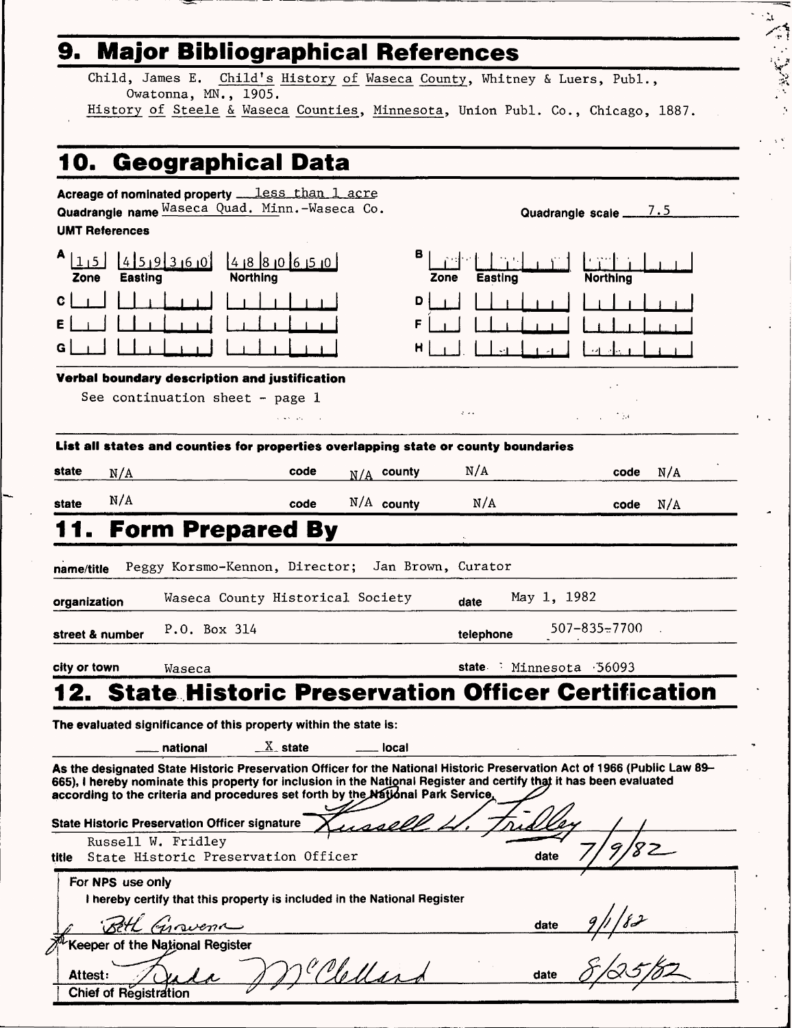## 9. Major Bibliographical References

Child, James E. Child's History of Waseca County, Whitney & Luers, Publ., Owatonna, MN., 1905.

History of Steele & Waseca Counties, Minnesota, Union Publ. Co., Chicago, 1887.

## 10. Geographical Data

**Acreage of nominated property** less than 1 acre

**Quadrangle name** Waseca Quad. Minn.-Waseca Co. **Quadrangle scale** 7.5

**UMT References**

| | Zone | Easting | Northing | | Zone | Easting | Northing |
|---|---|---|---|---|---|---|---|
| A | 15 | 459360 | 4880650 | B | | | |
| C | | | | D | | | |
| E | | | | F | | | |
| G | | | | H | | | |

**Verbal boundary description and justification**

See continuation sheet - page 1

**List all states and counties for properties overlapping state or county boundaries**

| state | code | county | code |
|---|---|---|---|
| N/A | N/A | N/A | N/A |
| N/A | N/A | N/A | N/A |

## 11. Form Prepared By

**name/title** Peggy Korsmo-Kennon, Director; Jan Brown, Curator

**organization** Waseca County Historical Society **date** May 1, 1982

**street & number** P.O. Box 314 **telephone** 507-835-7700

**city or town** Waseca **state** Minnesota 56093

## 12. State Historic Preservation Officer Certification

**The evaluated significance of this property within the state is:**

___ national  X state  ___ local

As the designated State Historic Preservation Officer for the National Historic Preservation Act of 1966 (Public Law 89-665), I hereby nominate this property for inclusion in the National Register and certify that it has been evaluated according to the criteria and procedures set forth by the National Park Service.

**State Historic Preservation Officer signature** Russell W. Fridley

Russell W. Fridley

**title** State Historic Preservation Officer **date** 7/9/82

**For NPS use only**

I hereby certify that this property is included in the National Register

Beth Grosvenor **date** 9/1/82

Keeper of the National Register

**Attest:** Linda McClelland **date** 8/25/82

Chief of Registration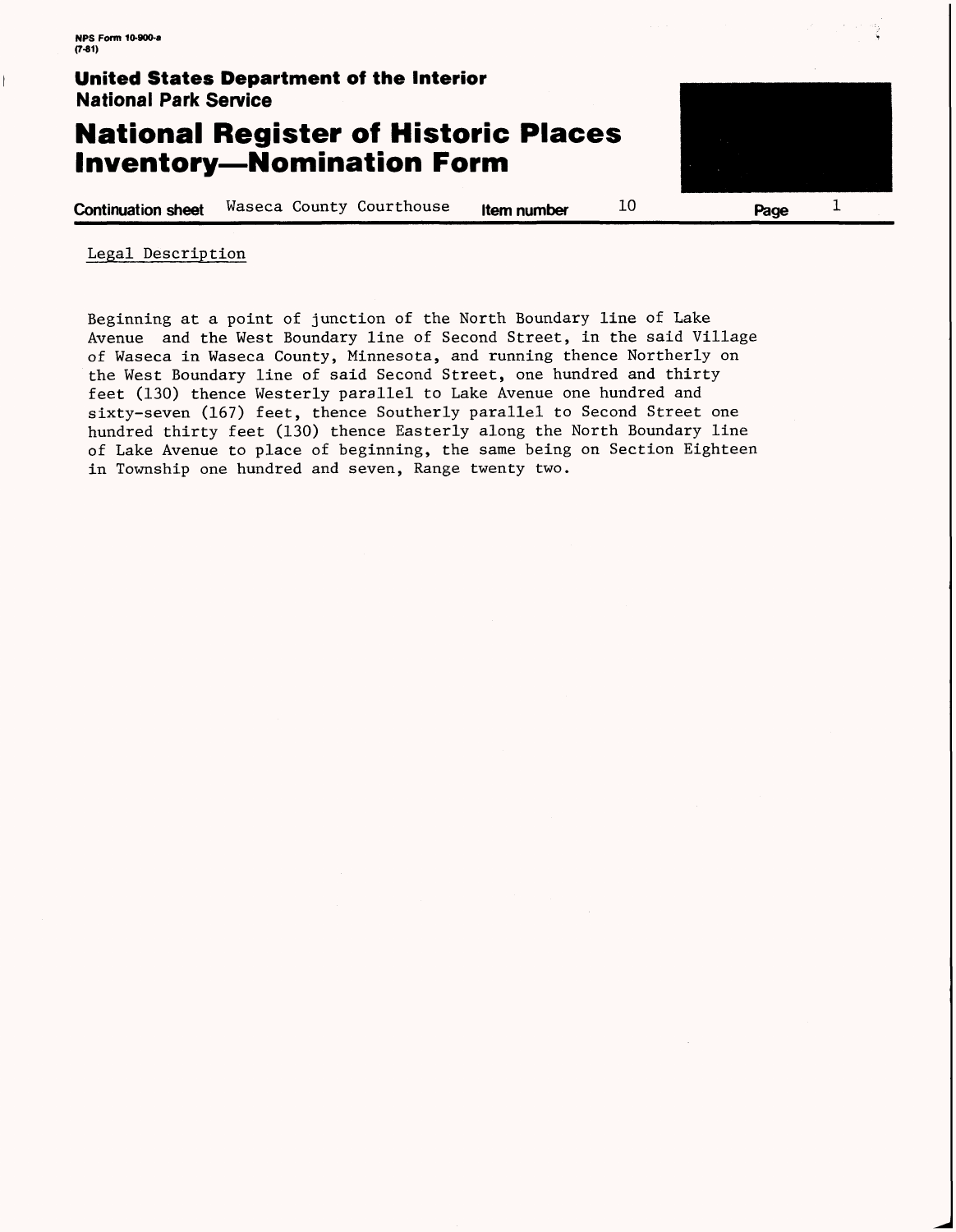NPS Form 10-900-a
(7-81)

**United States Department of the Interior**
**National Park Service**

# National Register of Historic Places Inventory—Nomination Form

**Continuation sheet** Waseca County Courthouse **Item number** 10 **Page** 1

Legal Description

Beginning at a point of junction of the North Boundary line of Lake Avenue and the West Boundary line of Second Street, in the said Village of Waseca in Waseca County, Minnesota, and running thence Northerly on the West Boundary line of said Second Street, one hundred and thirty feet (130) thence Westerly parallel to Lake Avenue one hundred and sixty-seven (167) feet, thence Southerly parallel to Second Street one hundred thirty feet (130) thence Easterly along the North Boundary line of Lake Avenue to place of beginning, the same being on Section Eighteen in Township one hundred and seven, Range twenty two.